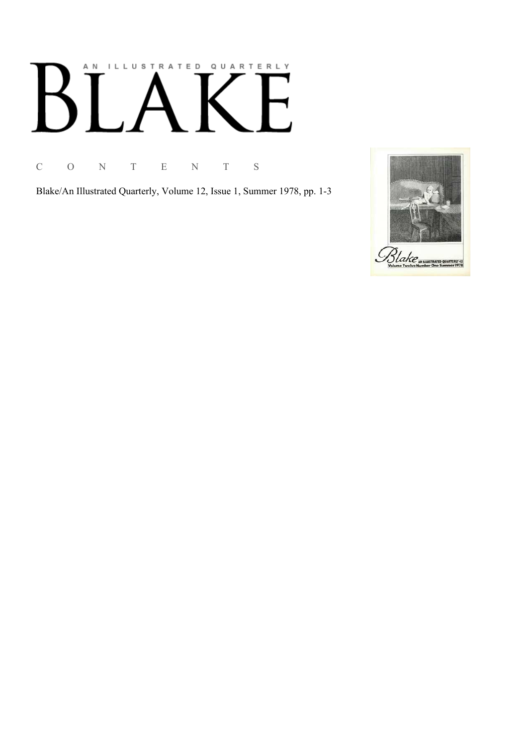# AN ILLUSTRATED QUARTERLY

# BLAKE

C O N T E N T S

Blake/An Illustrated Quarterly, Volume 12, Issue 1, Summer 1978, pp. 1-3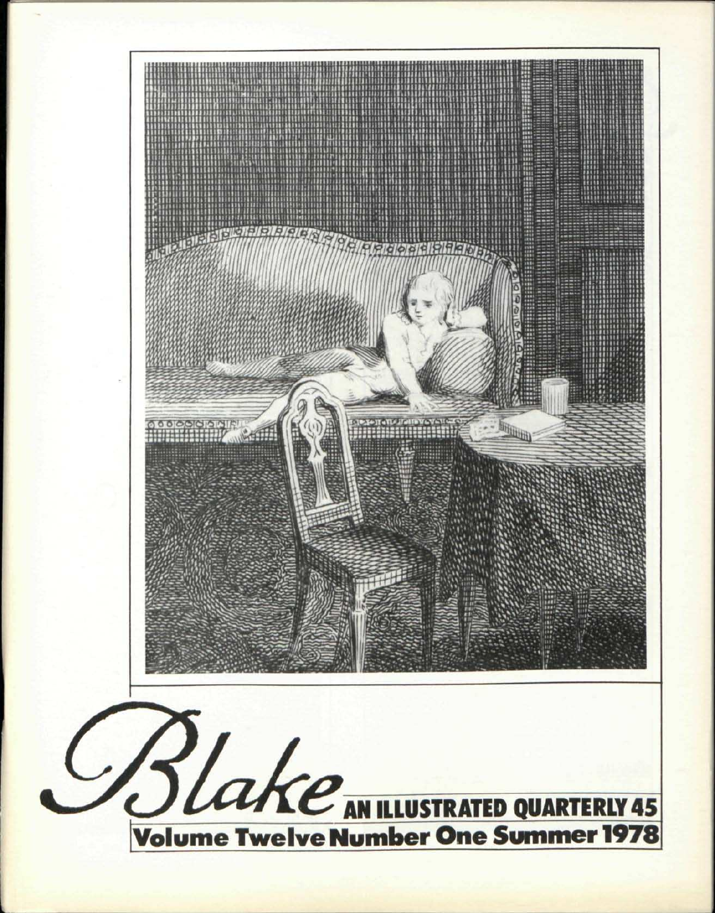# Blake AN ILLUSTRATED QUARTERLY 45

**Volume Twelve Number One Summer 1978**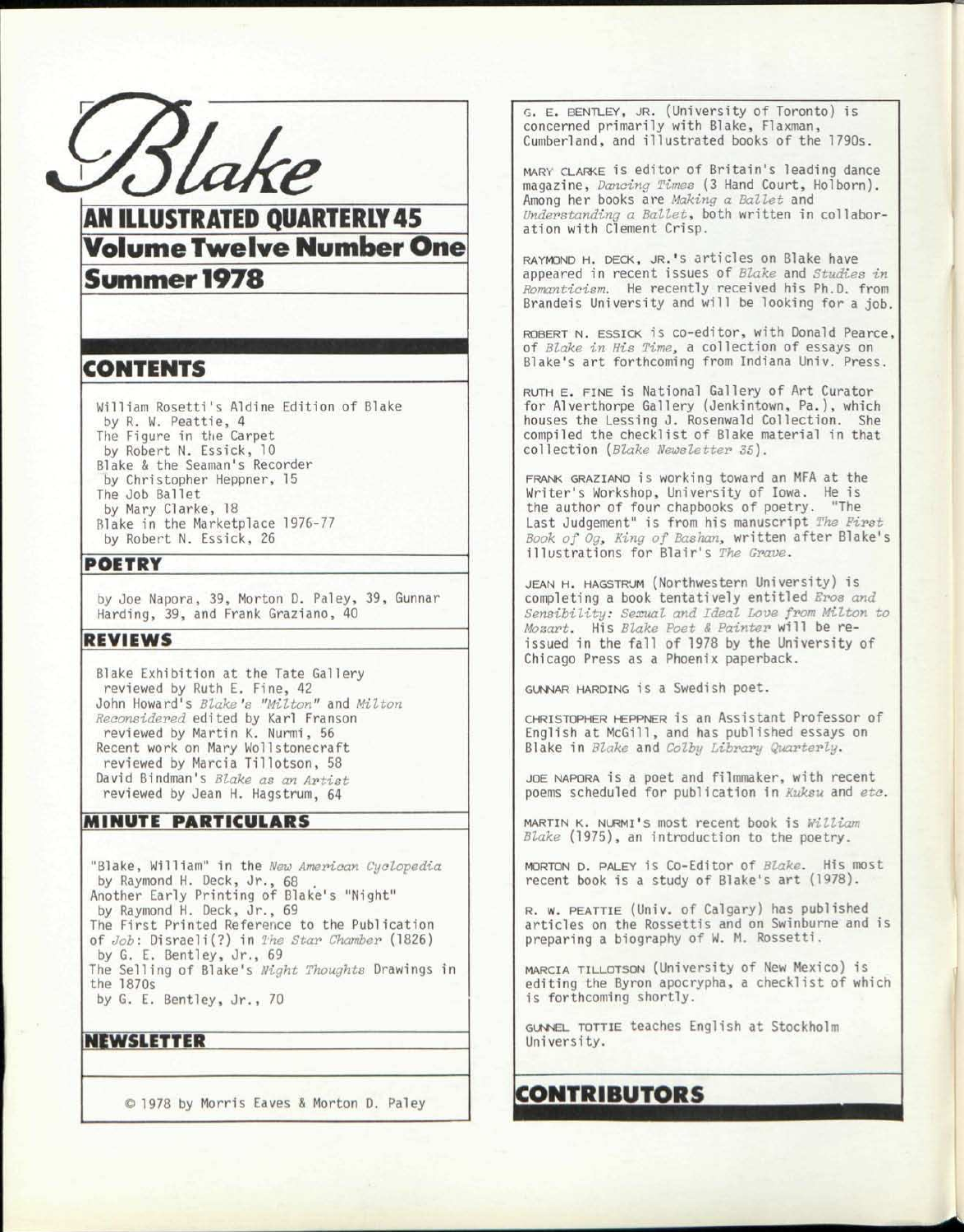# Blake

## AN ILLUSTRATED QUARTERLY 45

## Volume Twelve Number One

## Summer 1978

## CONTENTS

William Rosetti's Aldine Edition of Blake
by R. W. Peattie, 4

The Figure in the Carpet
by Robert N. Essick, 10

Blake & the Seaman's Recorder
by Christopher Heppner, 15

The Job Ballet
by Mary Clarke, 18

Blake in the Marketplace 1976-77
by Robert N. Essick, 26

## POETRY

by Joe Napora, 39, Morton D. Paley, 39, Gunnar Harding, 39, and Frank Graziano, 40

## REVIEWS

Blake Exhibition at the Tate Gallery
reviewed by Ruth E. Fine, 42

John Howard's *Blake's "Milton"* and *Milton Reconsidered* edited by Karl Franson
reviewed by Martin K. Nurmi, 56

Recent work on Mary Wollstonecraft
reviewed by Marcia Tillotson, 58

David Bindman's *Blake as an Artist*
reviewed by Jean H. Hagstrum, 64

## MINUTE PARTICULARS

"Blake, William" in the *New American Cyclopedia*
by Raymond H. Deck, Jr., 68

Another Early Printing of Blake's "Night"
by Raymond H. Deck, Jr., 69

The First Printed Reference to the Publication of *Job*: Disraeli(?) in *The Star Chamber* (1826)
by G. E. Bentley, Jr., 69

The Selling of Blake's *Night Thoughts* Drawings in the 1870s
by G. E. Bentley, Jr., 70

## NEWSLETTER

© 1978 by Morris Eaves & Morton D. Paley

## CONTRIBUTORS

G. E. BENTLEY, JR. (University of Toronto) is concerned primarily with Blake, Flaxman, Cumberland, and illustrated books of the 1790s.

MARY CLARKE is editor of Britain's leading dance magazine, *Dancing Times* (3 Hand Court, Holborn). Among her books are *Making a Ballet* and *Understanding a Ballet*, both written in collaboration with Clement Crisp.

RAYMOND H. DECK, JR.'s articles on Blake have appeared in recent issues of *Blake* and *Studies in Romanticism*. He recently received his Ph.D. from Brandeis University and will be looking for a job.

ROBERT N. ESSICK is co-editor, with Donald Pearce, of *Blake in His Time*, a collection of essays on Blake's art forthcoming from Indiana Univ. Press.

RUTH E. FINE is National Gallery of Art Curator for Alverthorpe Gallery (Jenkintown, Pa.), which houses the Lessing J. Rosenwald Collection. She compiled the checklist of Blake material in that collection (*Blake Newsletter 36*).

FRANK GRAZIANO is working toward an MFA at the Writer's Workshop, University of Iowa. He is the author of four chapbooks of poetry. "The Last Judgement" is from his manuscript *The First Book of Og, King of Bashan*, written after Blake's illustrations for Blair's *The Grave*.

JEAN H. HAGSTRUM (Northwestern University) is completing a book tentatively entitled *Eros and Sensibility: Sexual and Ideal Love from Milton to Mozart*. His *Blake Poet & Painter* will be reissued in the fall of 1978 by the University of Chicago Press as a Phoenix paperback.

GUNNAR HARDING is a Swedish poet.

CHRISTOPHER HEPPNER is an Assistant Professor of English at McGill, and has published essays on Blake in *Blake* and *Colby Library Quarterly*.

JOE NAPORA is a poet and filmmaker, with recent poems scheduled for publication in *Kuksu* and *etc*.

MARTIN K. NURMI's most recent book is *William Blake* (1975), an introduction to the poetry.

MORTON D. PALEY is Co-Editor of *Blake*. His most recent book is a study of Blake's art (1978).

R. W. PEATTIE (Univ. of Calgary) has published articles on the Rossettis and on Swinburne and is preparing a biography of W. M. Rossetti.

MARCIA TILLOTSON (University of New Mexico) is editing the Byron apocrypha, a checklist of which is forthcoming shortly.

GUNNEL TOTTIE teaches English at Stockholm University.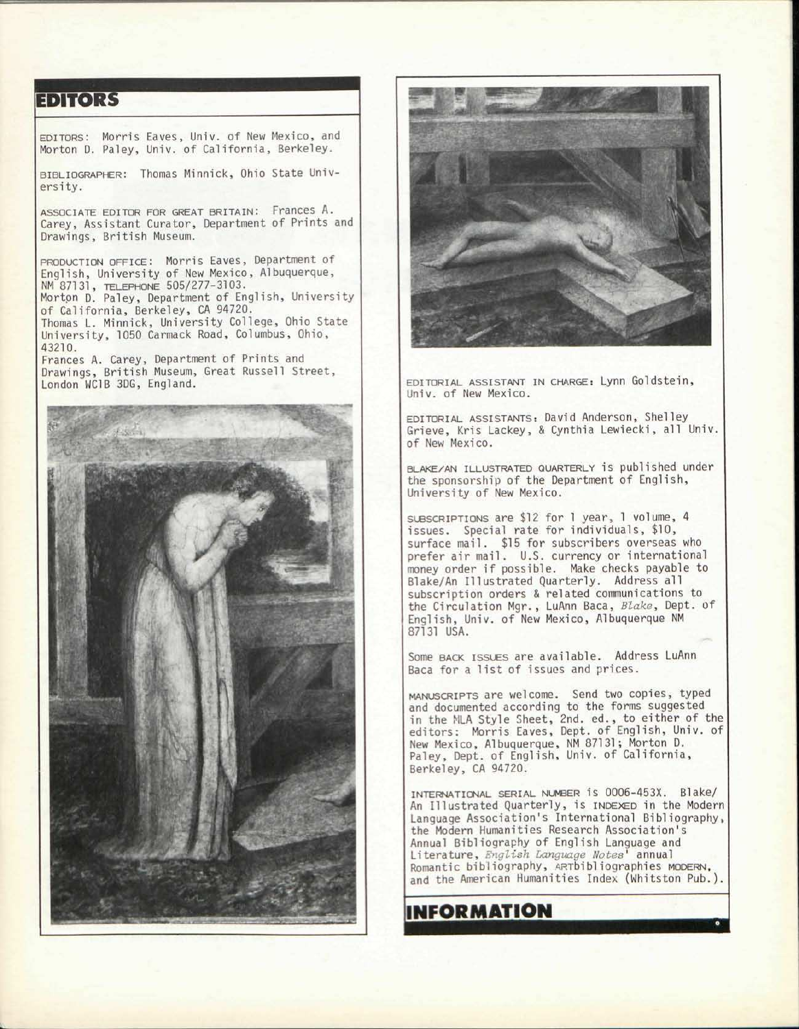## EDITORS

EDITORS: Morris Eaves, Univ. of New Mexico, and Morton D. Paley, Univ. of California, Berkeley.

BIBLIOGRAPHER: Thomas Minnick, Ohio State University.

ASSOCIATE EDITOR FOR GREAT BRITAIN: Frances A. Carey, Assistant Curator, Department of Prints and Drawings, British Museum.

PRODUCTION OFFICE: Morris Eaves, Department of English, University of New Mexico, Albuquerque, NM 87131, TELEPHONE 505/277-3103.
Morton D. Paley, Department of English, University of California, Berkeley, CA 94720.
Thomas L. Minnick, University College, Ohio State University, 1050 Carmack Road, Columbus, Ohio, 43210.
Frances A. Carey, Department of Prints and Drawings, British Museum, Great Russell Street, London WC1B 3DG, England.

EDITORIAL ASSISTANT IN CHARGE: Lynn Goldstein, Univ. of New Mexico.

EDITORIAL ASSISTANTS: David Anderson, Shelley Grieve, Kris Lackey, & Cynthia Lewiecki, all Univ. of New Mexico.

BLAKE/AN ILLUSTRATED QUARTERLY is published under the sponsorship of the Department of English, University of New Mexico.

SUBSCRIPTIONS are $12 for 1 year, 1 volume, 4 issues. Special rate for individuals, $10, surface mail. $15 for subscribers overseas who prefer air mail. U.S. currency or international money order if possible. Make checks payable to Blake/An Illustrated Quarterly. Address all subscription orders & related communications to the Circulation Mgr., LuAnn Baca, *Blake*, Dept. of English, Univ. of New Mexico, Albuquerque NM 87131 USA.

Some BACK ISSUES are available. Address LuAnn Baca for a list of issues and prices.

MANUSCRIPTS are welcome. Send two copies, typed and documented according to the forms suggested in the MLA Style Sheet, 2nd. ed., to either of the editors: Morris Eaves, Dept. of English, Univ. of New Mexico, Albuquerque, NM 87131; Morton D. Paley, Dept. of English, Univ. of California, Berkeley, CA 94720.

INTERNATIONAL SERIAL NUMBER is 0006-453X. Blake/An Illustrated Quarterly, is INDEXED in the Modern Language Association's International Bibliography, the Modern Humanities Research Association's Annual Bibliography of English Language and Literature, *English Language Notes*' annual Romantic bibliography, ARTbibliographies MODERN, and the American Humanities Index (Whitston Pub.).

## INFORMATION